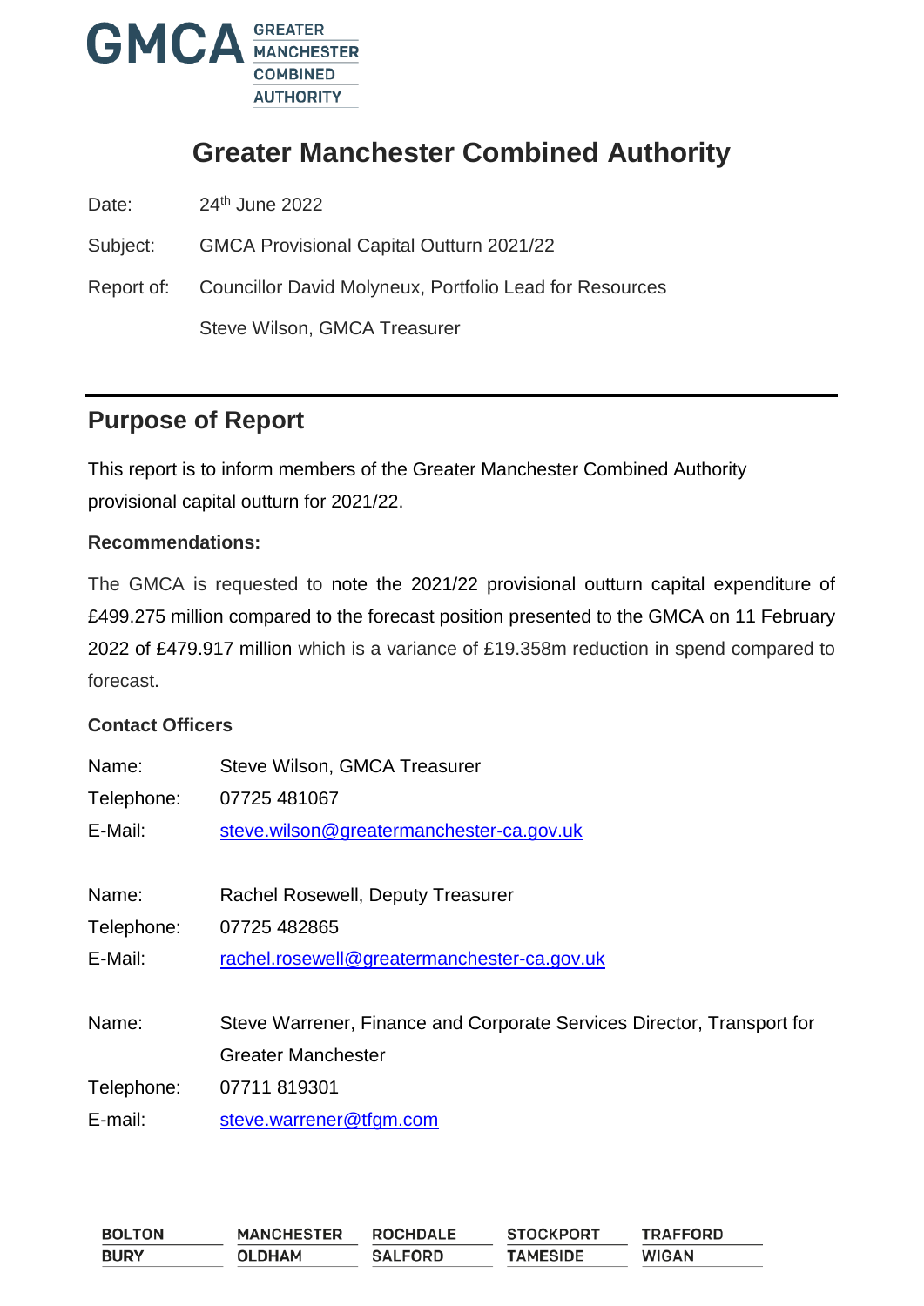# Greater Manchester Combined Authority

Date: 24th June 2022

Subject: GMCA Provisional Capital Outturn 2021/22

Report of: Councillor David Molyneux, Portfolio Lead for Resources

Steve Wilson, GMCA Treasurer

## Purpose of Report

This report is to inform members of the Greater Manchester Combined Authority provisional capital outturn for 2021/22.

**Recommendations:**

The GMCA is requested to note the 2021/22 provisional outturn capital expenditure of £499.275 million compared to the forecast position presented to the GMCA on 11 February 2022 of £479.917 million which is a variance of £19.358m reduction in spend compared to forecast.

**Contact Officers**

Name: Steve Wilson, GMCA Treasurer

Telephone: 07725 481067

E-Mail: steve.wilson@greatermanchester-ca.gov.uk

Name: Rachel Rosewell, Deputy Treasurer

Telephone: 07725 482865

E-Mail: rachel.rosewell@greatermanchester-ca.gov.uk

Name: Steve Warrener, Finance and Corporate Services Director, Transport for Greater Manchester

Telephone: 07711 819301

E-mail: steve.warrener@tfgm.com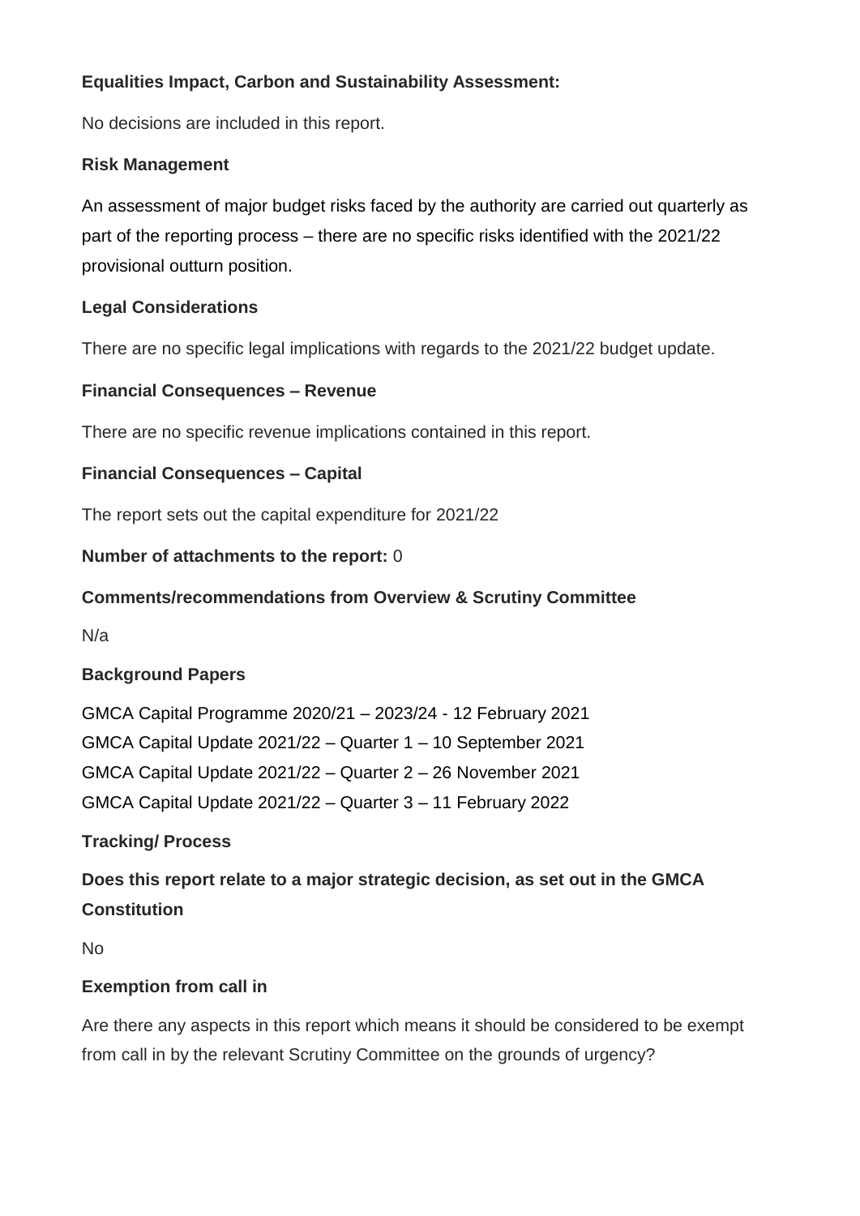**Equalities Impact, Carbon and Sustainability Assessment:**

No decisions are included in this report.

**Risk Management**

An assessment of major budget risks faced by the authority are carried out quarterly as part of the reporting process – there are no specific risks identified with the 2021/22 provisional outturn position.

**Legal Considerations**

There are no specific legal implications with regards to the 2021/22 budget update.

**Financial Consequences – Revenue**

There are no specific revenue implications contained in this report.

**Financial Consequences – Capital**

The report sets out the capital expenditure for 2021/22

**Number of attachments to the report:** 0

**Comments/recommendations from Overview & Scrutiny Committee**

N/a

**Background Papers**

GMCA Capital Programme 2020/21 – 2023/24 - 12 February 2021
GMCA Capital Update 2021/22 – Quarter 1 – 10 September 2021
GMCA Capital Update 2021/22 – Quarter 2 – 26 November 2021
GMCA Capital Update 2021/22 – Quarter 3 – 11 February 2022

**Tracking/ Process**

**Does this report relate to a major strategic decision, as set out in the GMCA Constitution**

No

**Exemption from call in**

Are there any aspects in this report which means it should be considered to be exempt from call in by the relevant Scrutiny Committee on the grounds of urgency?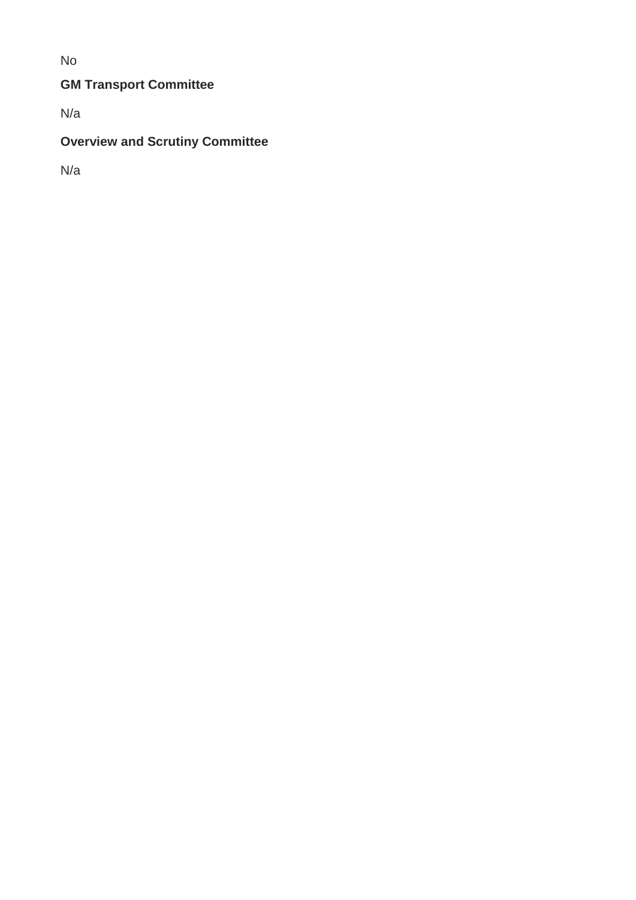No

**GM Transport Committee**

N/a

**Overview and Scrutiny Committee**

N/a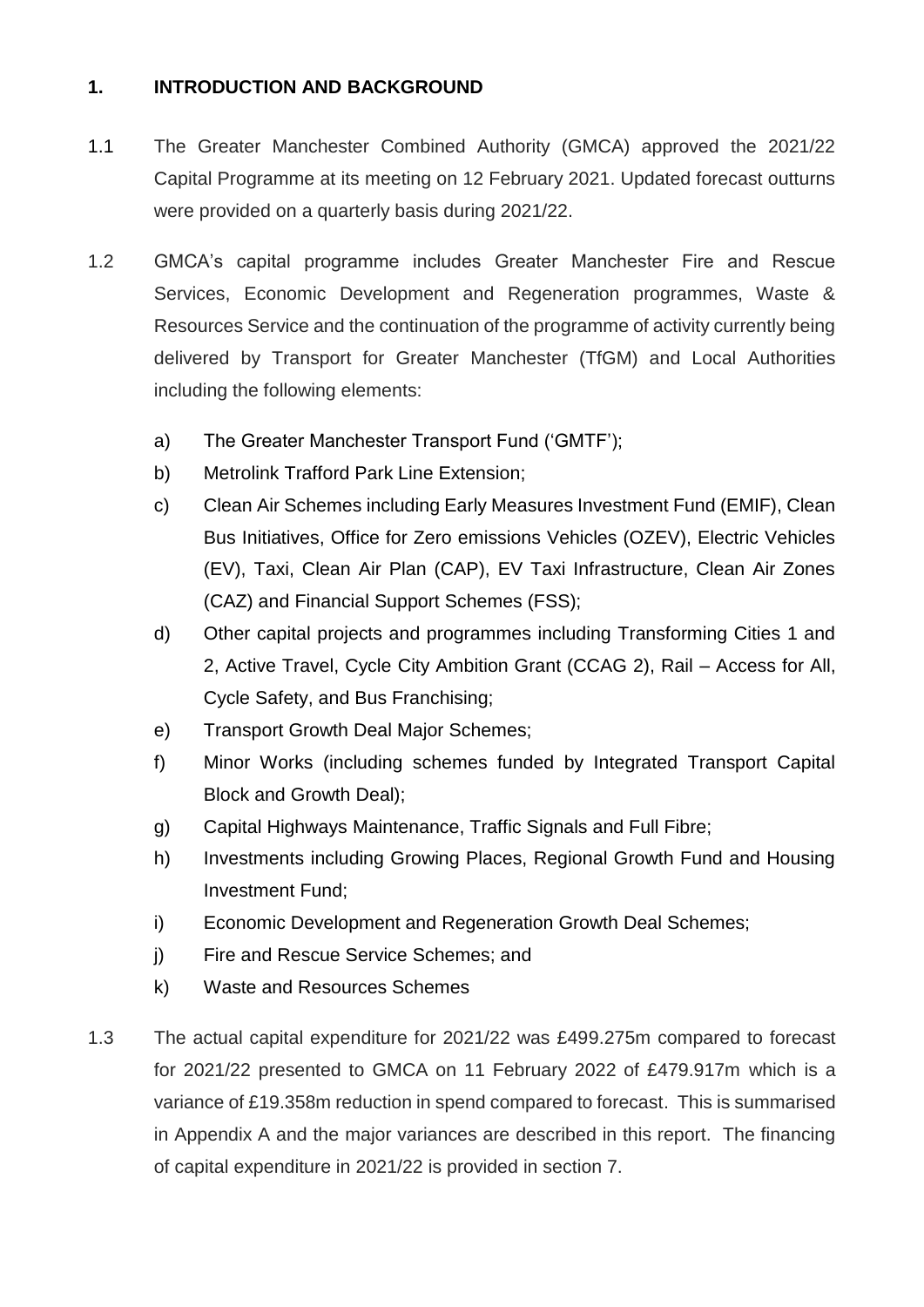## 1. INTRODUCTION AND BACKGROUND

1.1 The Greater Manchester Combined Authority (GMCA) approved the 2021/22 Capital Programme at its meeting on 12 February 2021. Updated forecast outturns were provided on a quarterly basis during 2021/22.

1.2 GMCA's capital programme includes Greater Manchester Fire and Rescue Services, Economic Development and Regeneration programmes, Waste & Resources Service and the continuation of the programme of activity currently being delivered by Transport for Greater Manchester (TfGM) and Local Authorities including the following elements:

a) The Greater Manchester Transport Fund ('GMTF');
b) Metrolink Trafford Park Line Extension;
c) Clean Air Schemes including Early Measures Investment Fund (EMIF), Clean Bus Initiatives, Office for Zero emissions Vehicles (OZEV), Electric Vehicles (EV), Taxi, Clean Air Plan (CAP), EV Taxi Infrastructure, Clean Air Zones (CAZ) and Financial Support Schemes (FSS);
d) Other capital projects and programmes including Transforming Cities 1 and 2, Active Travel, Cycle City Ambition Grant (CCAG 2), Rail – Access for All, Cycle Safety, and Bus Franchising;
e) Transport Growth Deal Major Schemes;
f) Minor Works (including schemes funded by Integrated Transport Capital Block and Growth Deal);
g) Capital Highways Maintenance, Traffic Signals and Full Fibre;
h) Investments including Growing Places, Regional Growth Fund and Housing Investment Fund;
i) Economic Development and Regeneration Growth Deal Schemes;
j) Fire and Rescue Service Schemes; and
k) Waste and Resources Schemes

1.3 The actual capital expenditure for 2021/22 was £499.275m compared to forecast for 2021/22 presented to GMCA on 11 February 2022 of £479.917m which is a variance of £19.358m reduction in spend compared to forecast. This is summarised in Appendix A and the major variances are described in this report. The financing of capital expenditure in 2021/22 is provided in section 7.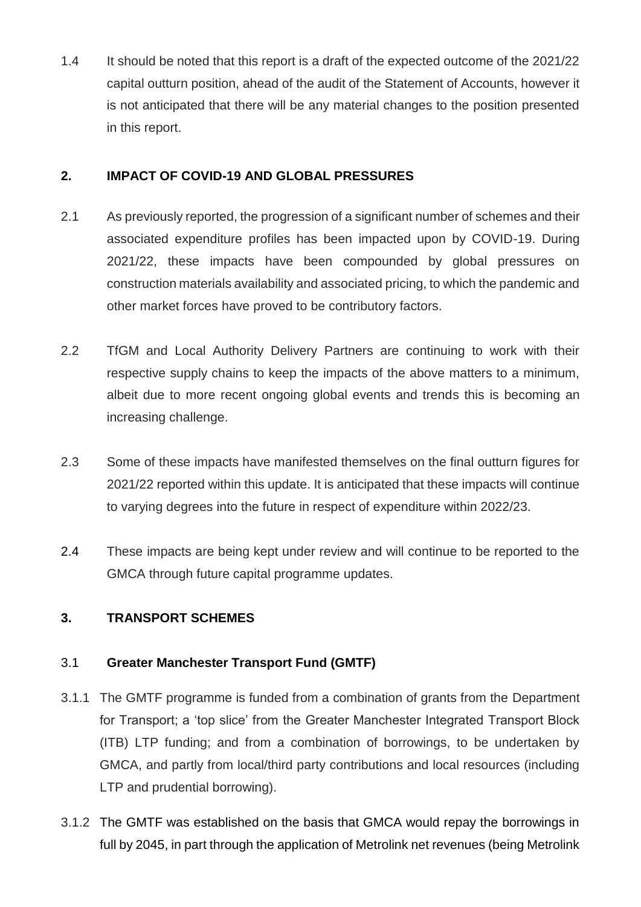1.4 It should be noted that this report is a draft of the expected outcome of the 2021/22 capital outturn position, ahead of the audit of the Statement of Accounts, however it is not anticipated that there will be any material changes to the position presented in this report.

## 2. IMPACT OF COVID-19 AND GLOBAL PRESSURES

2.1 As previously reported, the progression of a significant number of schemes and their associated expenditure profiles has been impacted upon by COVID-19. During 2021/22, these impacts have been compounded by global pressures on construction materials availability and associated pricing, to which the pandemic and other market forces have proved to be contributory factors.

2.2 TfGM and Local Authority Delivery Partners are continuing to work with their respective supply chains to keep the impacts of the above matters to a minimum, albeit due to more recent ongoing global events and trends this is becoming an increasing challenge.

2.3 Some of these impacts have manifested themselves on the final outturn figures for 2021/22 reported within this update. It is anticipated that these impacts will continue to varying degrees into the future in respect of expenditure within 2022/23.

2.4 These impacts are being kept under review and will continue to be reported to the GMCA through future capital programme updates.

## 3. TRANSPORT SCHEMES

### 3.1 Greater Manchester Transport Fund (GMTF)

3.1.1 The GMTF programme is funded from a combination of grants from the Department for Transport; a 'top slice' from the Greater Manchester Integrated Transport Block (ITB) LTP funding; and from a combination of borrowings, to be undertaken by GMCA, and partly from local/third party contributions and local resources (including LTP and prudential borrowing).

3.1.2 The GMTF was established on the basis that GMCA would repay the borrowings in full by 2045, in part through the application of Metrolink net revenues (being Metrolink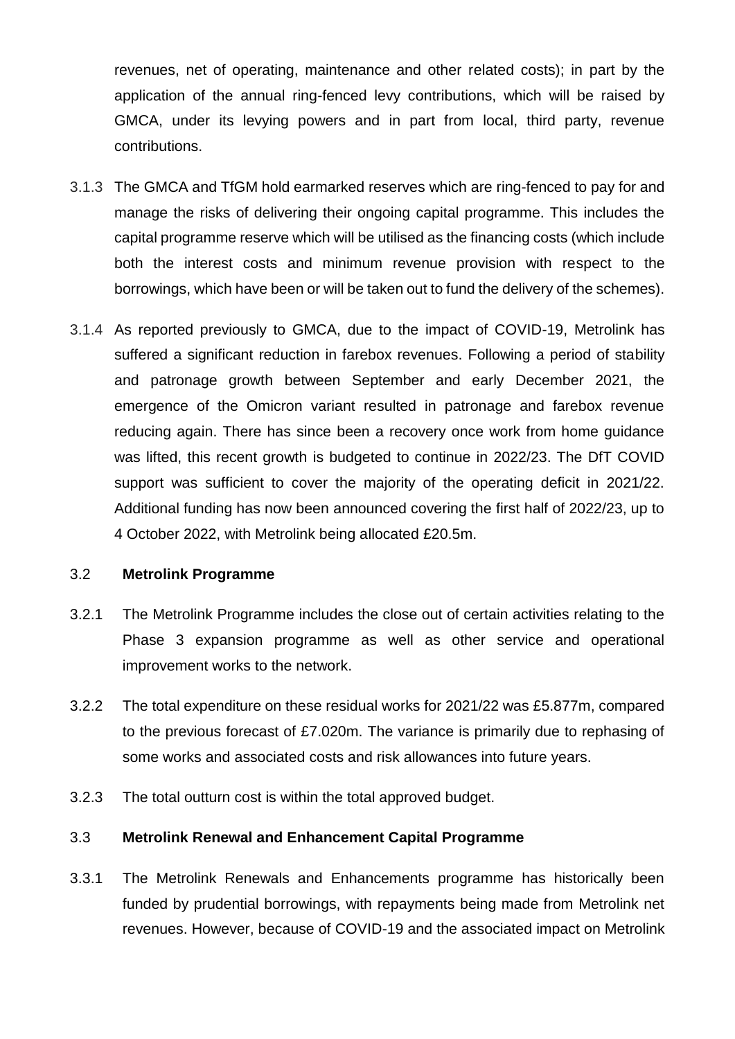revenues, net of operating, maintenance and other related costs); in part by the application of the annual ring-fenced levy contributions, which will be raised by GMCA, under its levying powers and in part from local, third party, revenue contributions.

3.1.3 The GMCA and TfGM hold earmarked reserves which are ring-fenced to pay for and manage the risks of delivering their ongoing capital programme. This includes the capital programme reserve which will be utilised as the financing costs (which include both the interest costs and minimum revenue provision with respect to the borrowings, which have been or will be taken out to fund the delivery of the schemes).

3.1.4 As reported previously to GMCA, due to the impact of COVID-19, Metrolink has suffered a significant reduction in farebox revenues. Following a period of stability and patronage growth between September and early December 2021, the emergence of the Omicron variant resulted in patronage and farebox revenue reducing again. There has since been a recovery once work from home guidance was lifted, this recent growth is budgeted to continue in 2022/23. The DfT COVID support was sufficient to cover the majority of the operating deficit in 2021/22. Additional funding has now been announced covering the first half of 2022/23, up to 4 October 2022, with Metrolink being allocated £20.5m.

## 3.2 Metrolink Programme

3.2.1 The Metrolink Programme includes the close out of certain activities relating to the Phase 3 expansion programme as well as other service and operational improvement works to the network.

3.2.2 The total expenditure on these residual works for 2021/22 was £5.877m, compared to the previous forecast of £7.020m. The variance is primarily due to rephasing of some works and associated costs and risk allowances into future years.

3.2.3 The total outturn cost is within the total approved budget.

## 3.3 Metrolink Renewal and Enhancement Capital Programme

3.3.1 The Metrolink Renewals and Enhancements programme has historically been funded by prudential borrowings, with repayments being made from Metrolink net revenues. However, because of COVID-19 and the associated impact on Metrolink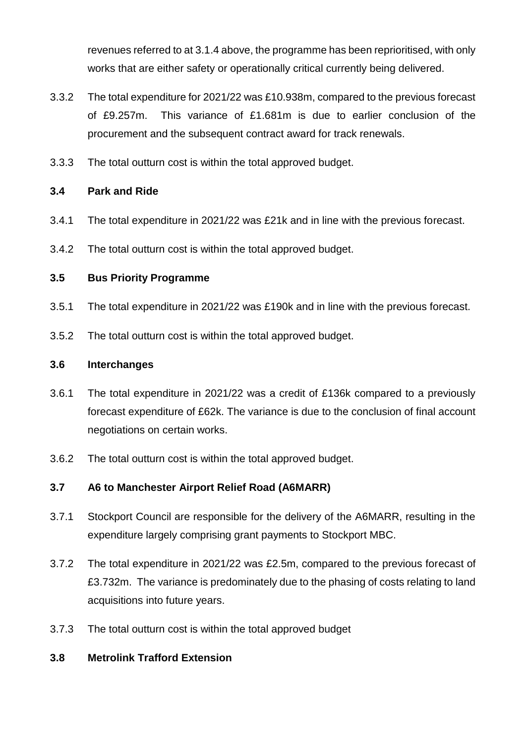revenues referred to at 3.1.4 above, the programme has been reprioritised, with only works that are either safety or operationally critical currently being delivered.

3.3.2 The total expenditure for 2021/22 was £10.938m, compared to the previous forecast of £9.257m. This variance of £1.681m is due to earlier conclusion of the procurement and the subsequent contract award for track renewals.

3.3.3 The total outturn cost is within the total approved budget.

### 3.4 Park and Ride

3.4.1 The total expenditure in 2021/22 was £21k and in line with the previous forecast.

3.4.2 The total outturn cost is within the total approved budget.

### 3.5 Bus Priority Programme

3.5.1 The total expenditure in 2021/22 was £190k and in line with the previous forecast.

3.5.2 The total outturn cost is within the total approved budget.

### 3.6 Interchanges

3.6.1 The total expenditure in 2021/22 was a credit of £136k compared to a previously forecast expenditure of £62k. The variance is due to the conclusion of final account negotiations on certain works.

3.6.2 The total outturn cost is within the total approved budget.

### 3.7 A6 to Manchester Airport Relief Road (A6MARR)

3.7.1 Stockport Council are responsible for the delivery of the A6MARR, resulting in the expenditure largely comprising grant payments to Stockport MBC.

3.7.2 The total expenditure in 2021/22 was £2.5m, compared to the previous forecast of £3.732m. The variance is predominately due to the phasing of costs relating to land acquisitions into future years.

3.7.3 The total outturn cost is within the total approved budget

### 3.8 Metrolink Trafford Extension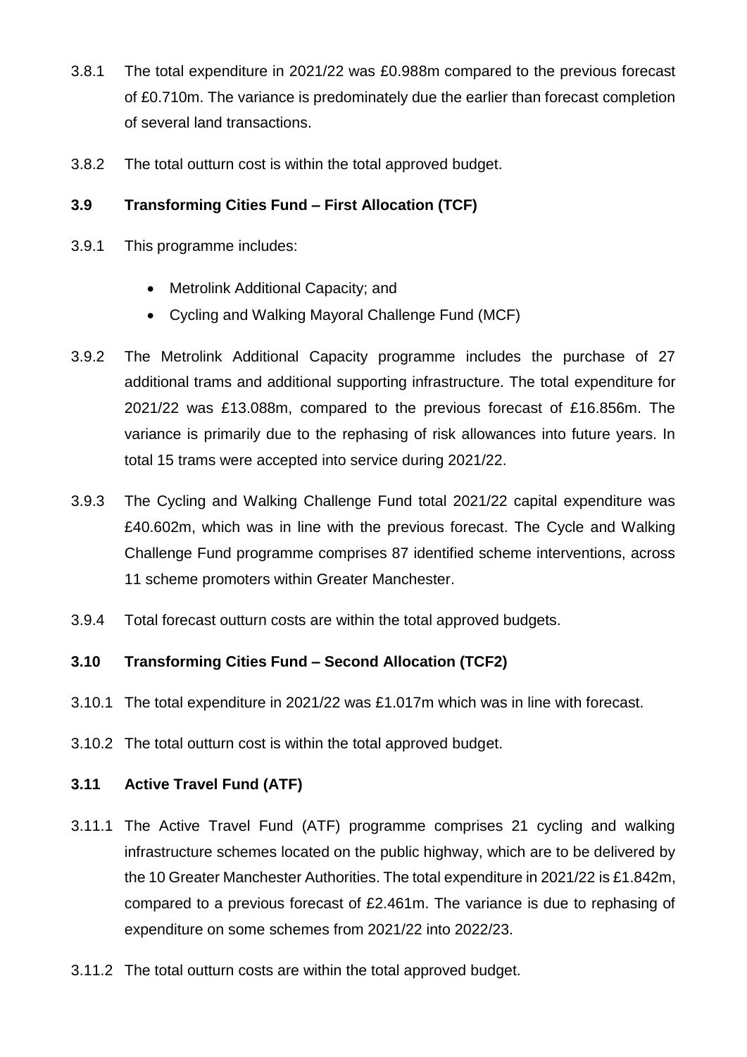3.8.1 The total expenditure in 2021/22 was £0.988m compared to the previous forecast of £0.710m. The variance is predominately due the earlier than forecast completion of several land transactions.

3.8.2 The total outturn cost is within the total approved budget.

### 3.9 Transforming Cities Fund – First Allocation (TCF)

3.9.1 This programme includes:

- Metrolink Additional Capacity; and
- Cycling and Walking Mayoral Challenge Fund (MCF)

3.9.2 The Metrolink Additional Capacity programme includes the purchase of 27 additional trams and additional supporting infrastructure. The total expenditure for 2021/22 was £13.088m, compared to the previous forecast of £16.856m. The variance is primarily due to the rephasing of risk allowances into future years. In total 15 trams were accepted into service during 2021/22.

3.9.3 The Cycling and Walking Challenge Fund total 2021/22 capital expenditure was £40.602m, which was in line with the previous forecast. The Cycle and Walking Challenge Fund programme comprises 87 identified scheme interventions, across 11 scheme promoters within Greater Manchester.

3.9.4 Total forecast outturn costs are within the total approved budgets.

### 3.10 Transforming Cities Fund – Second Allocation (TCF2)

3.10.1 The total expenditure in 2021/22 was £1.017m which was in line with forecast.

3.10.2 The total outturn cost is within the total approved budget.

### 3.11 Active Travel Fund (ATF)

3.11.1 The Active Travel Fund (ATF) programme comprises 21 cycling and walking infrastructure schemes located on the public highway, which are to be delivered by the 10 Greater Manchester Authorities. The total expenditure in 2021/22 is £1.842m, compared to a previous forecast of £2.461m. The variance is due to rephasing of expenditure on some schemes from 2021/22 into 2022/23.

3.11.2 The total outturn costs are within the total approved budget.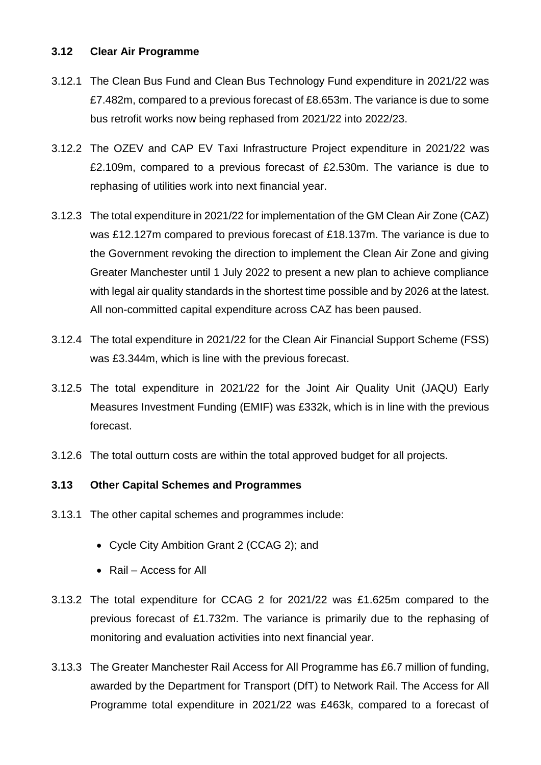### 3.12 Clear Air Programme

3.12.1 The Clean Bus Fund and Clean Bus Technology Fund expenditure in 2021/22 was £7.482m, compared to a previous forecast of £8.653m. The variance is due to some bus retrofit works now being rephased from 2021/22 into 2022/23.

3.12.2 The OZEV and CAP EV Taxi Infrastructure Project expenditure in 2021/22 was £2.109m, compared to a previous forecast of £2.530m. The variance is due to rephasing of utilities work into next financial year.

3.12.3 The total expenditure in 2021/22 for implementation of the GM Clean Air Zone (CAZ) was £12.127m compared to previous forecast of £18.137m. The variance is due to the Government revoking the direction to implement the Clean Air Zone and giving Greater Manchester until 1 July 2022 to present a new plan to achieve compliance with legal air quality standards in the shortest time possible and by 2026 at the latest. All non-committed capital expenditure across CAZ has been paused.

3.12.4 The total expenditure in 2021/22 for the Clean Air Financial Support Scheme (FSS) was £3.344m, which is line with the previous forecast.

3.12.5 The total expenditure in 2021/22 for the Joint Air Quality Unit (JAQU) Early Measures Investment Funding (EMIF) was £332k, which is in line with the previous forecast.

3.12.6 The total outturn costs are within the total approved budget for all projects.

### 3.13 Other Capital Schemes and Programmes

3.13.1 The other capital schemes and programmes include:

- Cycle City Ambition Grant 2 (CCAG 2); and
- Rail – Access for All

3.13.2 The total expenditure for CCAG 2 for 2021/22 was £1.625m compared to the previous forecast of £1.732m. The variance is primarily due to the rephasing of monitoring and evaluation activities into next financial year.

3.13.3 The Greater Manchester Rail Access for All Programme has £6.7 million of funding, awarded by the Department for Transport (DfT) to Network Rail. The Access for All Programme total expenditure in 2021/22 was £463k, compared to a forecast of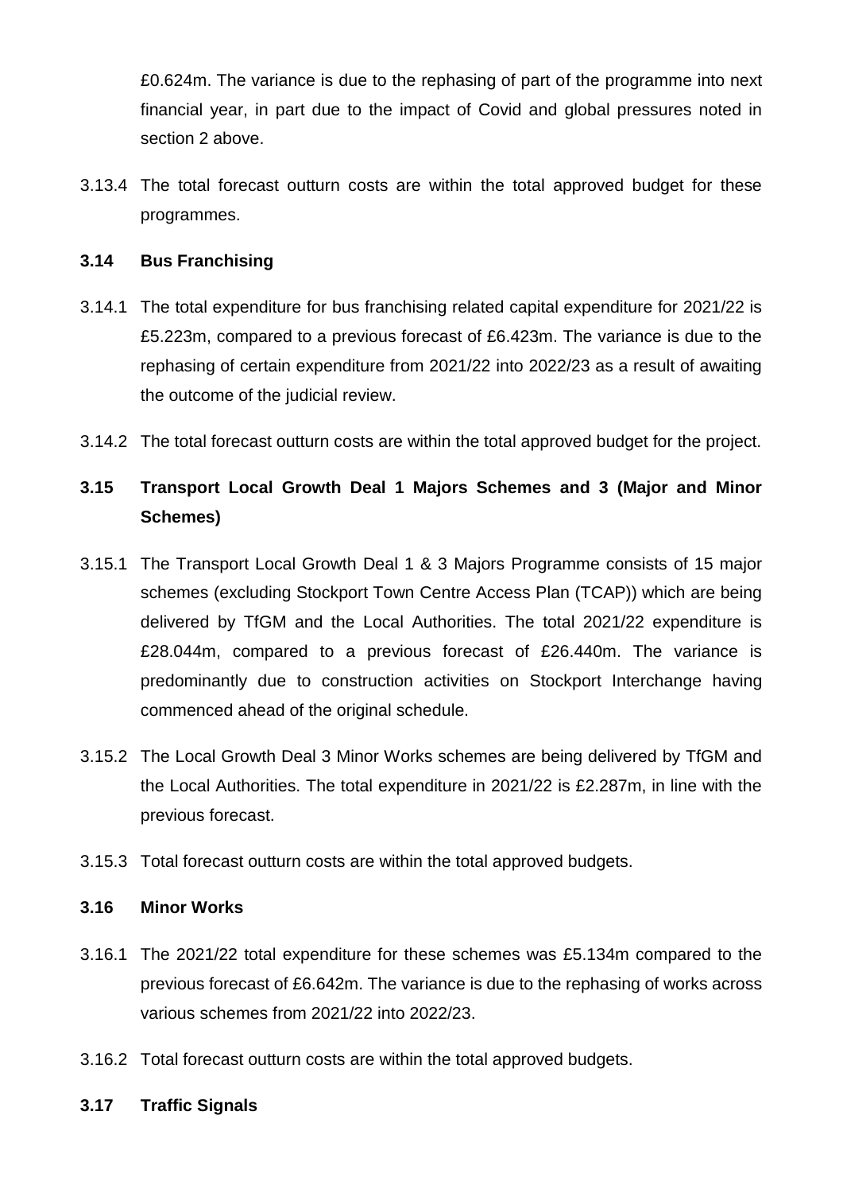£0.624m. The variance is due to the rephasing of part of the programme into next financial year, in part due to the impact of Covid and global pressures noted in section 2 above.

3.13.4 The total forecast outturn costs are within the total approved budget for these programmes.

### 3.14 Bus Franchising

3.14.1 The total expenditure for bus franchising related capital expenditure for 2021/22 is £5.223m, compared to a previous forecast of £6.423m. The variance is due to the rephasing of certain expenditure from 2021/22 into 2022/23 as a result of awaiting the outcome of the judicial review.

3.14.2 The total forecast outturn costs are within the total approved budget for the project.

### 3.15 Transport Local Growth Deal 1 Majors Schemes and 3 (Major and Minor Schemes)

3.15.1 The Transport Local Growth Deal 1 & 3 Majors Programme consists of 15 major schemes (excluding Stockport Town Centre Access Plan (TCAP)) which are being delivered by TfGM and the Local Authorities. The total 2021/22 expenditure is £28.044m, compared to a previous forecast of £26.440m. The variance is predominantly due to construction activities on Stockport Interchange having commenced ahead of the original schedule.

3.15.2 The Local Growth Deal 3 Minor Works schemes are being delivered by TfGM and the Local Authorities. The total expenditure in 2021/22 is £2.287m, in line with the previous forecast.

3.15.3 Total forecast outturn costs are within the total approved budgets.

### 3.16 Minor Works

3.16.1 The 2021/22 total expenditure for these schemes was £5.134m compared to the previous forecast of £6.642m. The variance is due to the rephasing of works across various schemes from 2021/22 into 2022/23.

3.16.2 Total forecast outturn costs are within the total approved budgets.

### 3.17 Traffic Signals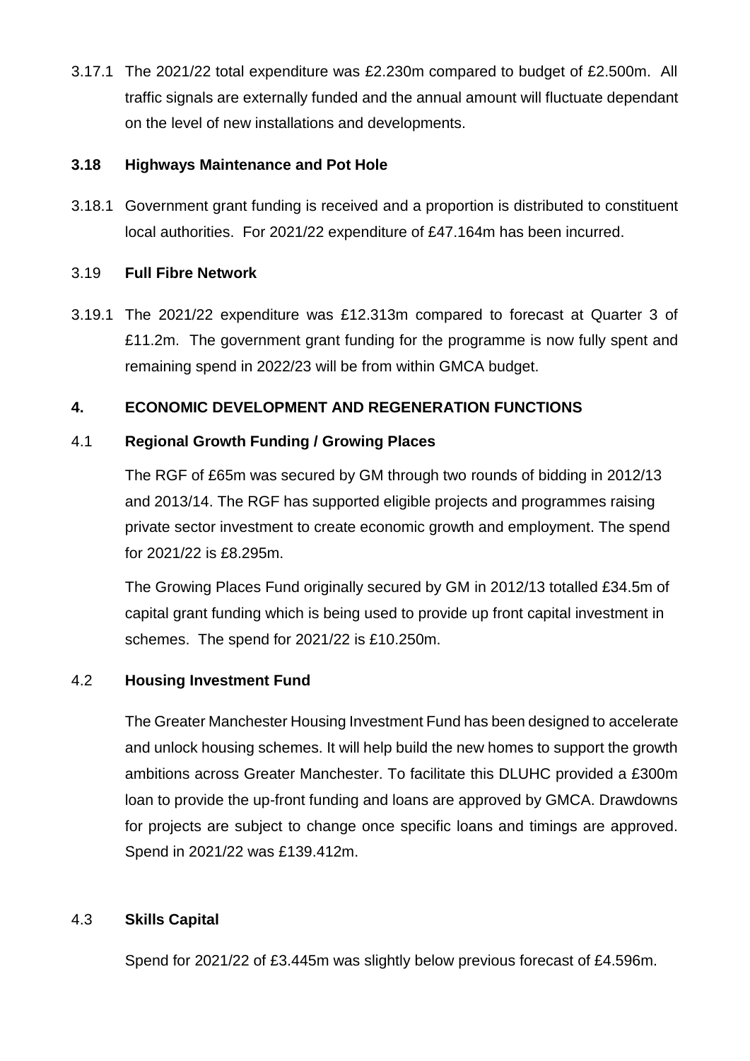3.17.1 The 2021/22 total expenditure was £2.230m compared to budget of £2.500m. All traffic signals are externally funded and the annual amount will fluctuate dependant on the level of new installations and developments.

### 3.18 Highways Maintenance and Pot Hole

3.18.1 Government grant funding is received and a proportion is distributed to constituent local authorities. For 2021/22 expenditure of £47.164m has been incurred.

### 3.19 Full Fibre Network

3.19.1 The 2021/22 expenditure was £12.313m compared to forecast at Quarter 3 of £11.2m. The government grant funding for the programme is now fully spent and remaining spend in 2022/23 will be from within GMCA budget.

## 4. ECONOMIC DEVELOPMENT AND REGENERATION FUNCTIONS

### 4.1 Regional Growth Funding / Growing Places

The RGF of £65m was secured by GM through two rounds of bidding in 2012/13 and 2013/14. The RGF has supported eligible projects and programmes raising private sector investment to create economic growth and employment. The spend for 2021/22 is £8.295m.

The Growing Places Fund originally secured by GM in 2012/13 totalled £34.5m of capital grant funding which is being used to provide up front capital investment in schemes. The spend for 2021/22 is £10.250m.

### 4.2 Housing Investment Fund

The Greater Manchester Housing Investment Fund has been designed to accelerate and unlock housing schemes. It will help build the new homes to support the growth ambitions across Greater Manchester. To facilitate this DLUHC provided a £300m loan to provide the up-front funding and loans are approved by GMCA. Drawdowns for projects are subject to change once specific loans and timings are approved. Spend in 2021/22 was £139.412m.

### 4.3 Skills Capital

Spend for 2021/22 of £3.445m was slightly below previous forecast of £4.596m.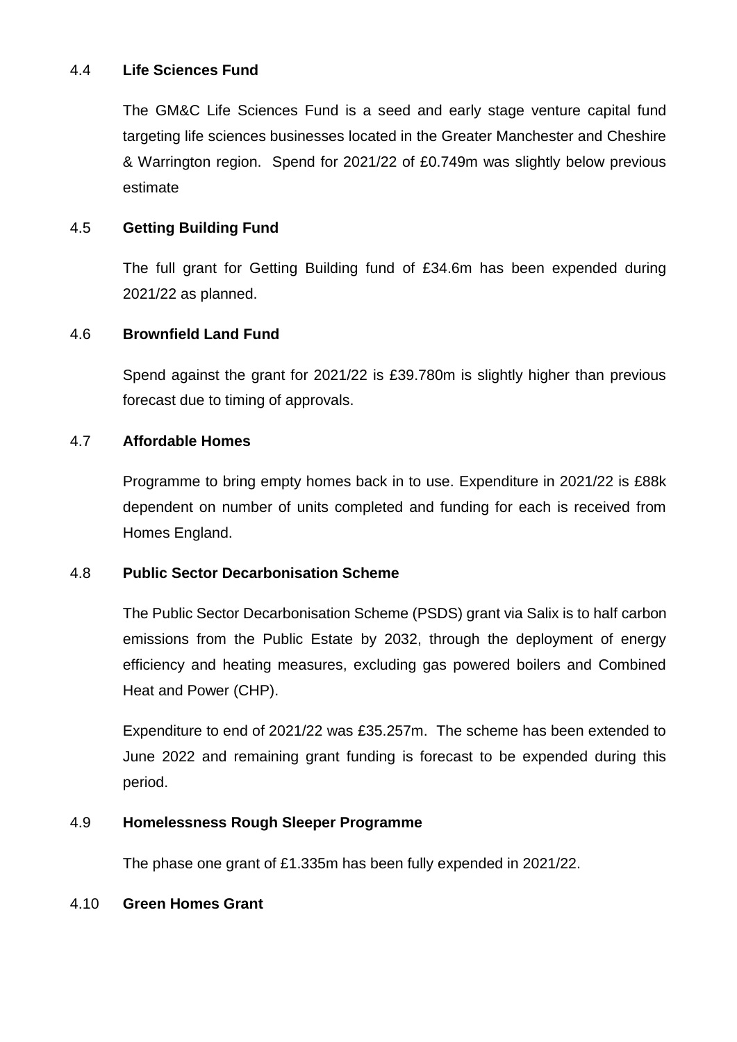### 4.4 **Life Sciences Fund**

The GM&C Life Sciences Fund is a seed and early stage venture capital fund targeting life sciences businesses located in the Greater Manchester and Cheshire & Warrington region. Spend for 2021/22 of £0.749m was slightly below previous estimate

### 4.5 **Getting Building Fund**

The full grant for Getting Building fund of £34.6m has been expended during 2021/22 as planned.

### 4.6 **Brownfield Land Fund**

Spend against the grant for 2021/22 is £39.780m is slightly higher than previous forecast due to timing of approvals.

### 4.7 **Affordable Homes**

Programme to bring empty homes back in to use. Expenditure in 2021/22 is £88k dependent on number of units completed and funding for each is received from Homes England.

### 4.8 **Public Sector Decarbonisation Scheme**

The Public Sector Decarbonisation Scheme (PSDS) grant via Salix is to half carbon emissions from the Public Estate by 2032, through the deployment of energy efficiency and heating measures, excluding gas powered boilers and Combined Heat and Power (CHP).

Expenditure to end of 2021/22 was £35.257m. The scheme has been extended to June 2022 and remaining grant funding is forecast to be expended during this period.

### 4.9 **Homelessness Rough Sleeper Programme**

The phase one grant of £1.335m has been fully expended in 2021/22.

### 4.10 **Green Homes Grant**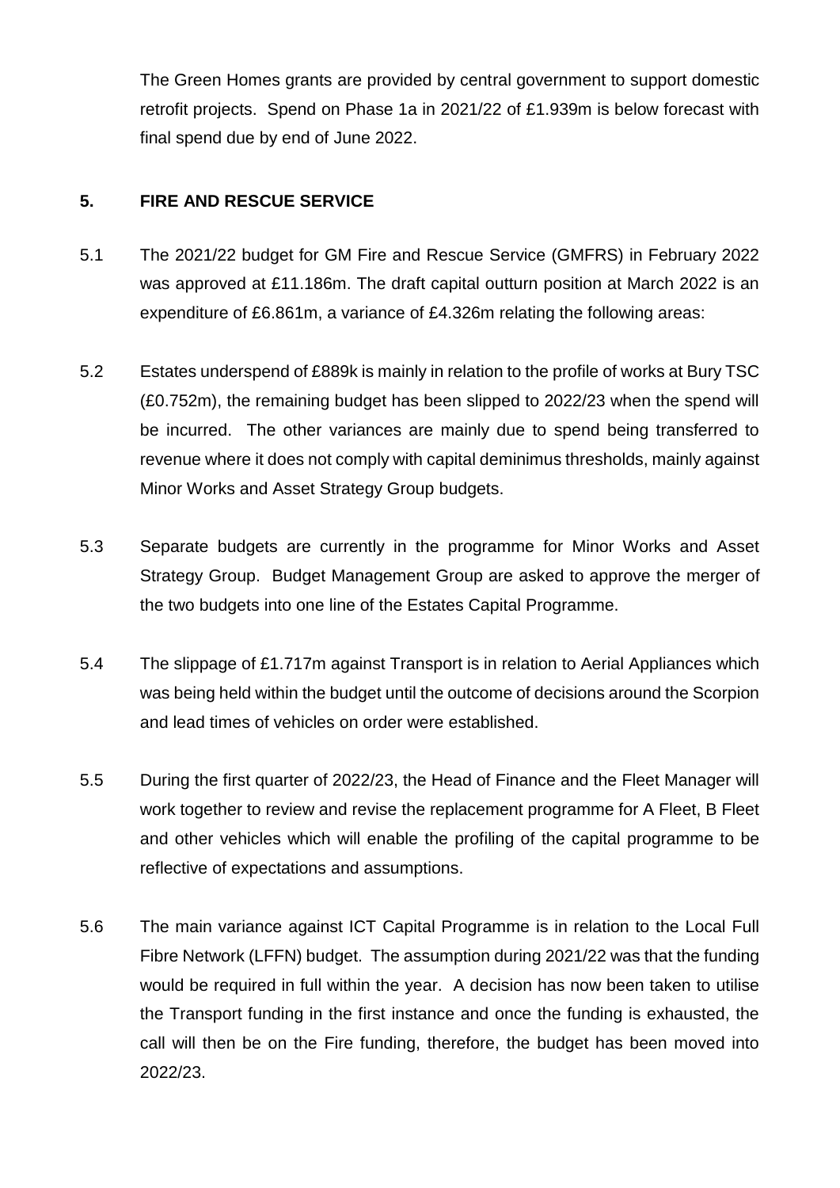The Green Homes grants are provided by central government to support domestic retrofit projects. Spend on Phase 1a in 2021/22 of £1.939m is below forecast with final spend due by end of June 2022.

## 5. FIRE AND RESCUE SERVICE

5.1 The 2021/22 budget for GM Fire and Rescue Service (GMFRS) in February 2022 was approved at £11.186m. The draft capital outturn position at March 2022 is an expenditure of £6.861m, a variance of £4.326m relating the following areas:

5.2 Estates underspend of £889k is mainly in relation to the profile of works at Bury TSC (£0.752m), the remaining budget has been slipped to 2022/23 when the spend will be incurred. The other variances are mainly due to spend being transferred to revenue where it does not comply with capital deminimus thresholds, mainly against Minor Works and Asset Strategy Group budgets.

5.3 Separate budgets are currently in the programme for Minor Works and Asset Strategy Group. Budget Management Group are asked to approve the merger of the two budgets into one line of the Estates Capital Programme.

5.4 The slippage of £1.717m against Transport is in relation to Aerial Appliances which was being held within the budget until the outcome of decisions around the Scorpion and lead times of vehicles on order were established.

5.5 During the first quarter of 2022/23, the Head of Finance and the Fleet Manager will work together to review and revise the replacement programme for A Fleet, B Fleet and other vehicles which will enable the profiling of the capital programme to be reflective of expectations and assumptions.

5.6 The main variance against ICT Capital Programme is in relation to the Local Full Fibre Network (LFFN) budget. The assumption during 2021/22 was that the funding would be required in full within the year. A decision has now been taken to utilise the Transport funding in the first instance and once the funding is exhausted, the call will then be on the Fire funding, therefore, the budget has been moved into 2022/23.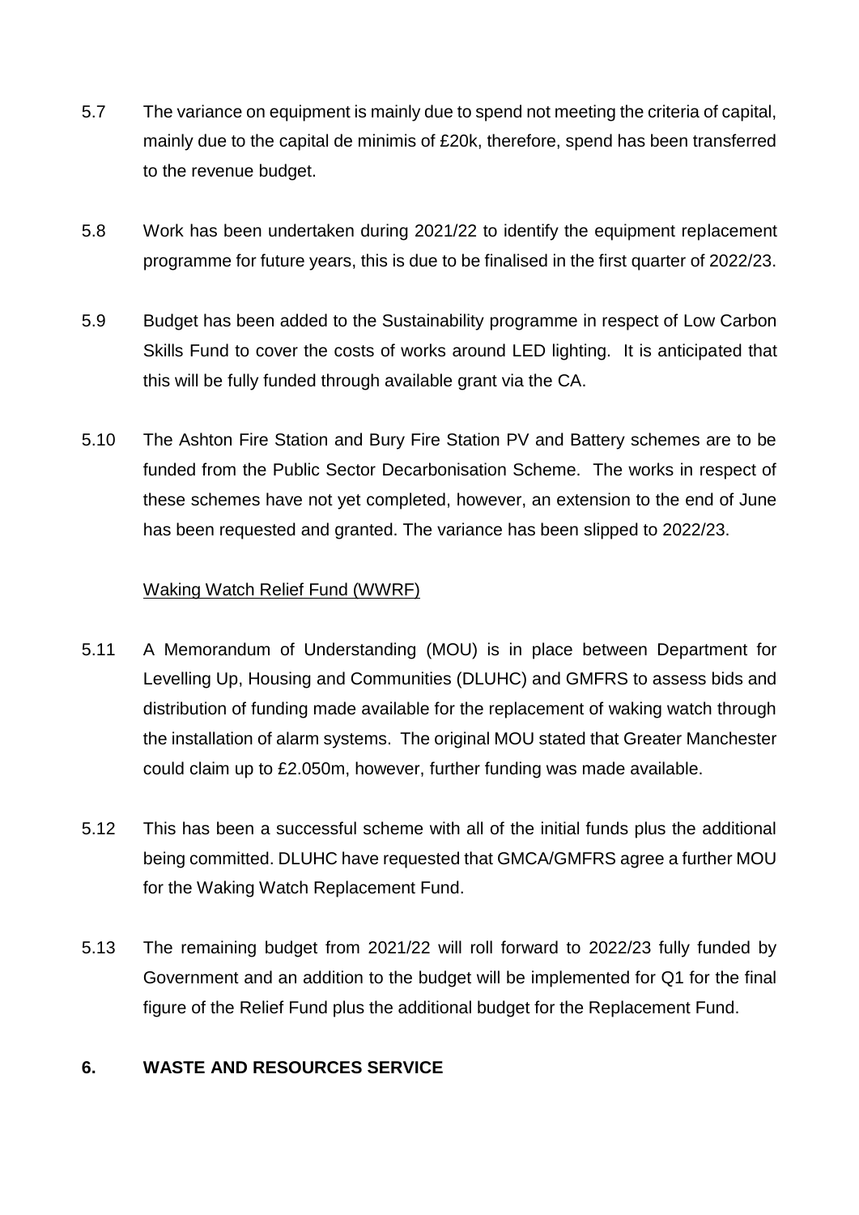5.7 The variance on equipment is mainly due to spend not meeting the criteria of capital, mainly due to the capital de minimis of £20k, therefore, spend has been transferred to the revenue budget.

5.8 Work has been undertaken during 2021/22 to identify the equipment replacement programme for future years, this is due to be finalised in the first quarter of 2022/23.

5.9 Budget has been added to the Sustainability programme in respect of Low Carbon Skills Fund to cover the costs of works around LED lighting. It is anticipated that this will be fully funded through available grant via the CA.

5.10 The Ashton Fire Station and Bury Fire Station PV and Battery schemes are to be funded from the Public Sector Decarbonisation Scheme. The works in respect of these schemes have not yet completed, however, an extension to the end of June has been requested and granted. The variance has been slipped to 2022/23.

Waking Watch Relief Fund (WWRF)

5.11 A Memorandum of Understanding (MOU) is in place between Department for Levelling Up, Housing and Communities (DLUHC) and GMFRS to assess bids and distribution of funding made available for the replacement of waking watch through the installation of alarm systems. The original MOU stated that Greater Manchester could claim up to £2.050m, however, further funding was made available.

5.12 This has been a successful scheme with all of the initial funds plus the additional being committed. DLUHC have requested that GMCA/GMFRS agree a further MOU for the Waking Watch Replacement Fund.

5.13 The remaining budget from 2021/22 will roll forward to 2022/23 fully funded by Government and an addition to the budget will be implemented for Q1 for the final figure of the Relief Fund plus the additional budget for the Replacement Fund.

## 6. WASTE AND RESOURCES SERVICE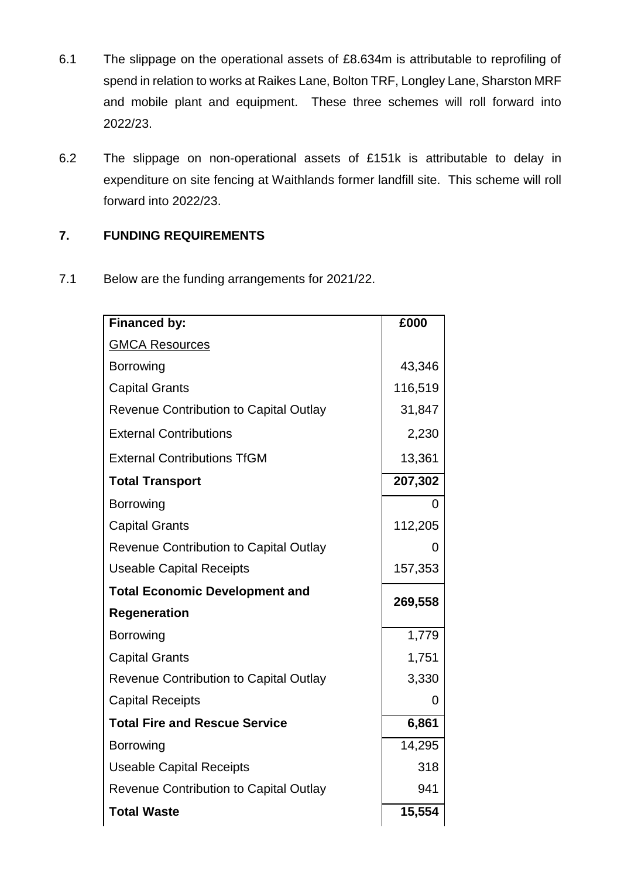6.1 The slippage on the operational assets of £8.634m is attributable to reprofiling of spend in relation to works at Raikes Lane, Bolton TRF, Longley Lane, Sharston MRF and mobile plant and equipment. These three schemes will roll forward into 2022/23.

6.2 The slippage on non-operational assets of £151k is attributable to delay in expenditure on site fencing at Waithlands former landfill site. This scheme will roll forward into 2022/23.

## 7. FUNDING REQUIREMENTS

7.1 Below are the funding arrangements for 2021/22.

| **Financed by:** | **£000** |
|---|---|
| GMCA Resources | |
| Borrowing | 43,346 |
| Capital Grants | 116,519 |
| Revenue Contribution to Capital Outlay | 31,847 |
| External Contributions | 2,230 |
| External Contributions TfGM | 13,361 |
| **Total Transport** | **207,302** |
| Borrowing | 0 |
| Capital Grants | 112,205 |
| Revenue Contribution to Capital Outlay | 0 |
| Useable Capital Receipts | 157,353 |
| **Total Economic Development and Regeneration** | **269,558** |
| Borrowing | 1,779 |
| Capital Grants | 1,751 |
| Revenue Contribution to Capital Outlay | 3,330 |
| Capital Receipts | 0 |
| **Total Fire and Rescue Service** | **6,861** |
| Borrowing | 14,295 |
| Useable Capital Receipts | 318 |
| Revenue Contribution to Capital Outlay | 941 |
| **Total Waste** | **15,554** |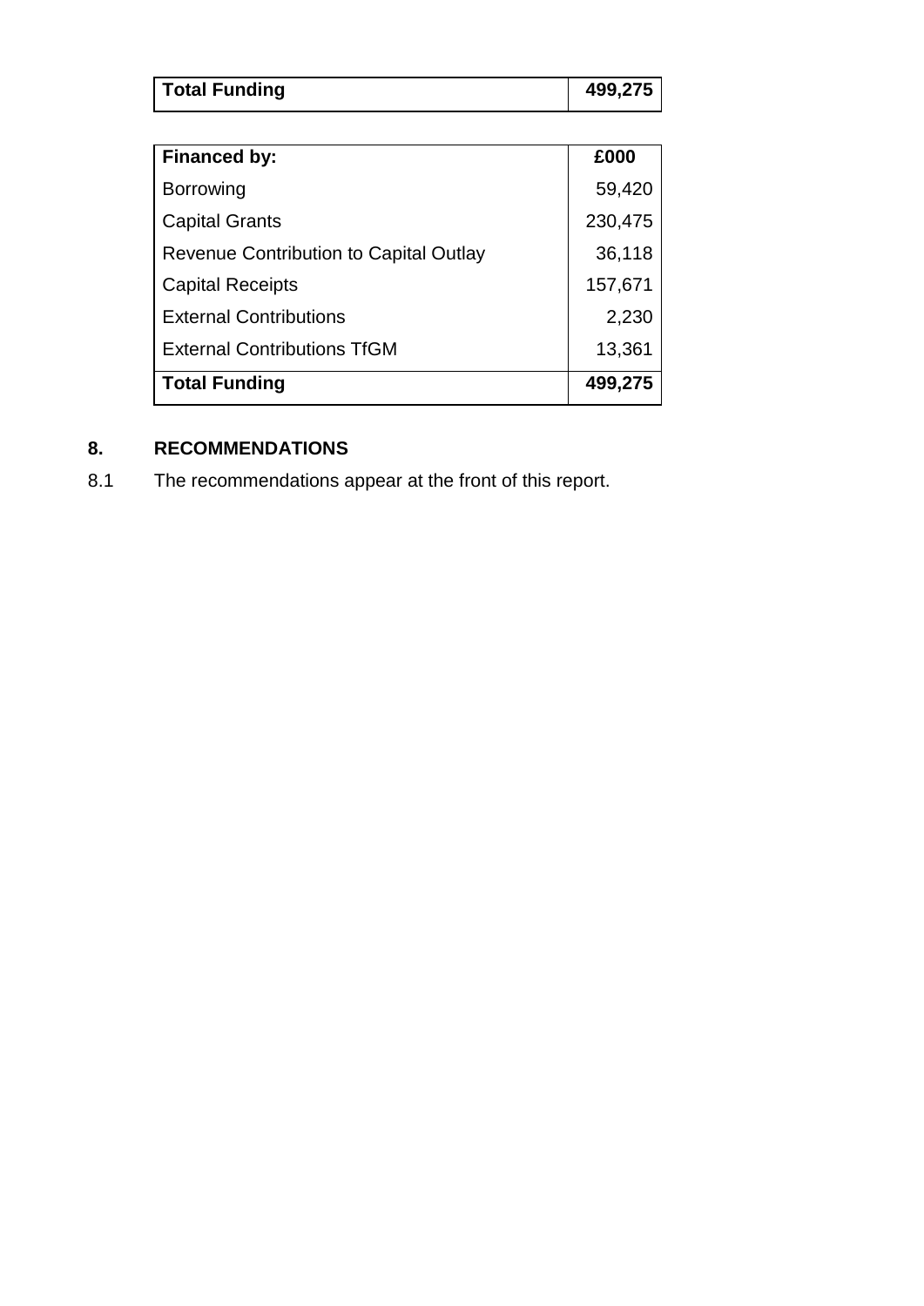| Total Funding | 499,275 |
|---|---|

| Financed by: | £000 |
|---|---|
| Borrowing | 59,420 |
| Capital Grants | 230,475 |
| Revenue Contribution to Capital Outlay | 36,118 |
| Capital Receipts | 157,671 |
| External Contributions | 2,230 |
| External Contributions TfGM | 13,361 |
| **Total Funding** | **499,275** |

## 8. RECOMMENDATIONS

8.1 The recommendations appear at the front of this report.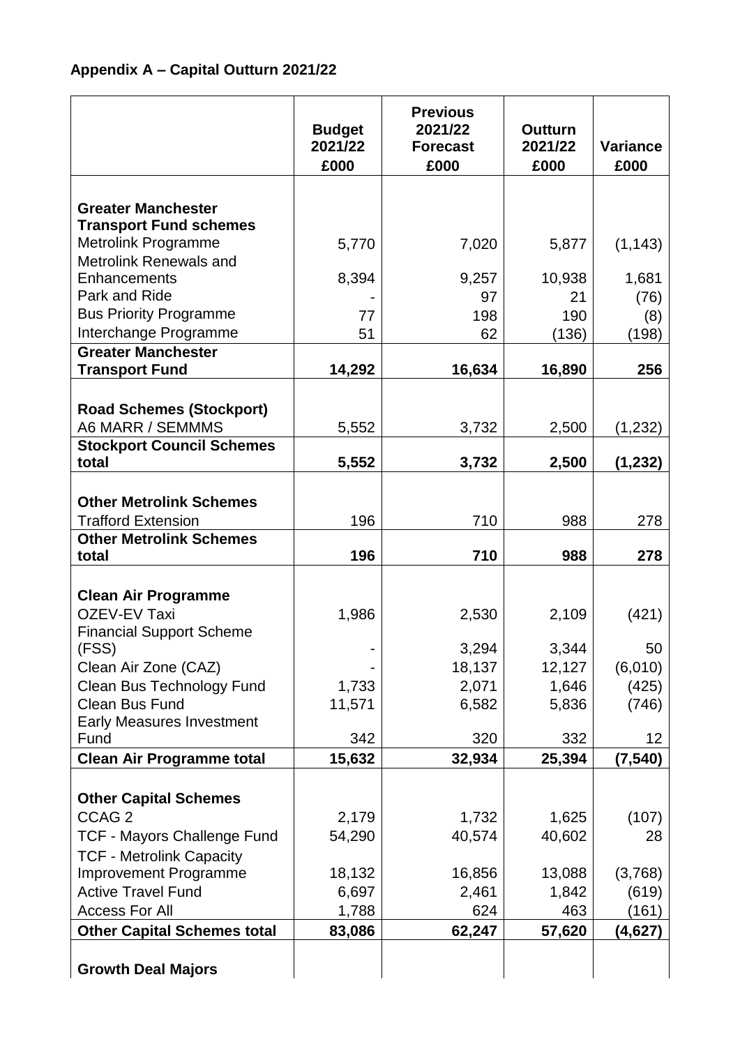## Appendix A – Capital Outturn 2021/22

| | Budget 2021/22 £000 | Previous 2021/22 Forecast £000 | Outturn 2021/22 £000 | Variance £000 |
|---|---|---|---|---|
| **Greater Manchester Transport Fund schemes** | | | | |
| Metrolink Programme | 5,770 | 7,020 | 5,877 | (1,143) |
| Metrolink Renewals and Enhancements | 8,394 | 9,257 | 10,938 | 1,681 |
| Park and Ride | - | 97 | 21 | (76) |
| Bus Priority Programme | 77 | 198 | 190 | (8) |
| Interchange Programme | 51 | 62 | (136) | (198) |
| **Greater Manchester Transport Fund** | **14,292** | **16,634** | **16,890** | **256** |
| **Road Schemes (Stockport)** | | | | |
| A6 MARR / SEMMMS | 5,552 | 3,732 | 2,500 | (1,232) |
| **Stockport Council Schemes total** | **5,552** | **3,732** | **2,500** | **(1,232)** |
| **Other Metrolink Schemes** | | | | |
| Trafford Extension | 196 | 710 | 988 | 278 |
| **Other Metrolink Schemes total** | **196** | **710** | **988** | **278** |
| **Clean Air Programme** | | | | |
| OZEV-EV Taxi | 1,986 | 2,530 | 2,109 | (421) |
| Financial Support Scheme (FSS) | - | 3,294 | 3,344 | 50 |
| Clean Air Zone (CAZ) | - | 18,137 | 12,127 | (6,010) |
| Clean Bus Technology Fund | 1,733 | 2,071 | 1,646 | (425) |
| Clean Bus Fund | 11,571 | 6,582 | 5,836 | (746) |
| Early Measures Investment Fund | 342 | 320 | 332 | 12 |
| **Clean Air Programme total** | **15,632** | **32,934** | **25,394** | **(7,540)** |
| **Other Capital Schemes** | | | | |
| CCAG 2 | 2,179 | 1,732 | 1,625 | (107) |
| TCF - Mayors Challenge Fund | 54,290 | 40,574 | 40,602 | 28 |
| TCF - Metrolink Capacity Improvement Programme | 18,132 | 16,856 | 13,088 | (3,768) |
| Active Travel Fund | 6,697 | 2,461 | 1,842 | (619) |
| Access For All | 1,788 | 624 | 463 | (161) |
| **Other Capital Schemes total** | **83,086** | **62,247** | **57,620** | **(4,627)** |
| **Growth Deal Majors** | | | | |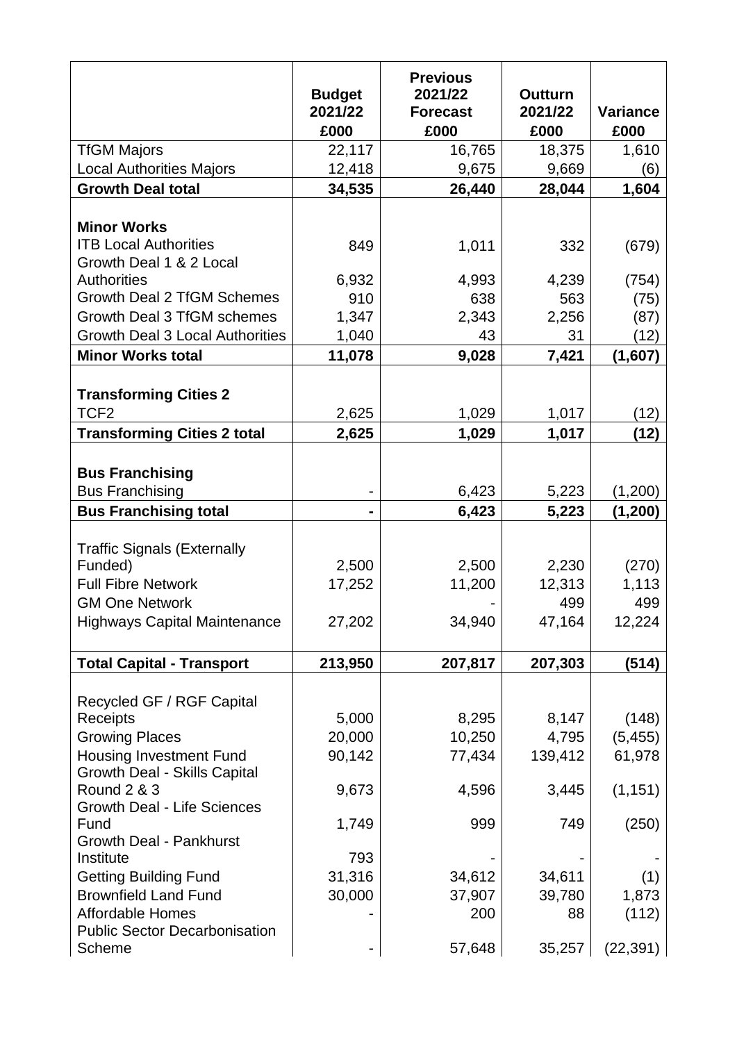| | Budget 2021/22 £000 | Previous 2021/22 Forecast £000 | Outturn 2021/22 £000 | Variance £000 |
|---|---|---|---|---|
| TfGM Majors | 22,117 | 16,765 | 18,375 | 1,610 |
| Local Authorities Majors | 12,418 | 9,675 | 9,669 | (6) |
| **Growth Deal total** | **34,535** | **26,440** | **28,044** | **1,604** |
| | | | | |
| **Minor Works** | | | | |
| ITB Local Authorities | 849 | 1,011 | 332 | (679) |
| Growth Deal 1 & 2 Local Authorities | 6,932 | 4,993 | 4,239 | (754) |
| Growth Deal 2 TfGM Schemes | 910 | 638 | 563 | (75) |
| Growth Deal 3 TfGM schemes | 1,347 | 2,343 | 2,256 | (87) |
| Growth Deal 3 Local Authorities | 1,040 | 43 | 31 | (12) |
| **Minor Works total** | **11,078** | **9,028** | **7,421** | **(1,607)** |
| | | | | |
| **Transforming Cities 2** | | | | |
| TCF2 | 2,625 | 1,029 | 1,017 | (12) |
| **Transforming Cities 2 total** | **2,625** | **1,029** | **1,017** | **(12)** |
| | | | | |
| **Bus Franchising** | | | | |
| Bus Franchising | - | 6,423 | 5,223 | (1,200) |
| **Bus Franchising total** | **-** | **6,423** | **5,223** | **(1,200)** |
| | | | | |
| Traffic Signals (Externally Funded) | 2,500 | 2,500 | 2,230 | (270) |
| Full Fibre Network | 17,252 | 11,200 | 12,313 | 1,113 |
| GM One Network | | - | 499 | 499 |
| Highways Capital Maintenance | 27,202 | 34,940 | 47,164 | 12,224 |
| | | | | |
| **Total Capital - Transport** | **213,950** | **207,817** | **207,303** | **(514)** |
| | | | | |
| Recycled GF / RGF Capital Receipts | 5,000 | 8,295 | 8,147 | (148) |
| Growing Places | 20,000 | 10,250 | 4,795 | (5,455) |
| Housing Investment Fund | 90,142 | 77,434 | 139,412 | 61,978 |
| Growth Deal - Skills Capital Round 2 & 3 | 9,673 | 4,596 | 3,445 | (1,151) |
| Growth Deal - Life Sciences Fund | 1,749 | 999 | 749 | (250) |
| Growth Deal - Pankhurst Institute | 793 | - | - | - |
| Getting Building Fund | 31,316 | 34,612 | 34,611 | (1) |
| Brownfield Land Fund | 30,000 | 37,907 | 39,780 | 1,873 |
| Affordable Homes | - | 200 | 88 | (112) |
| Public Sector Decarbonisation Scheme | - | 57,648 | 35,257 | (22,391) |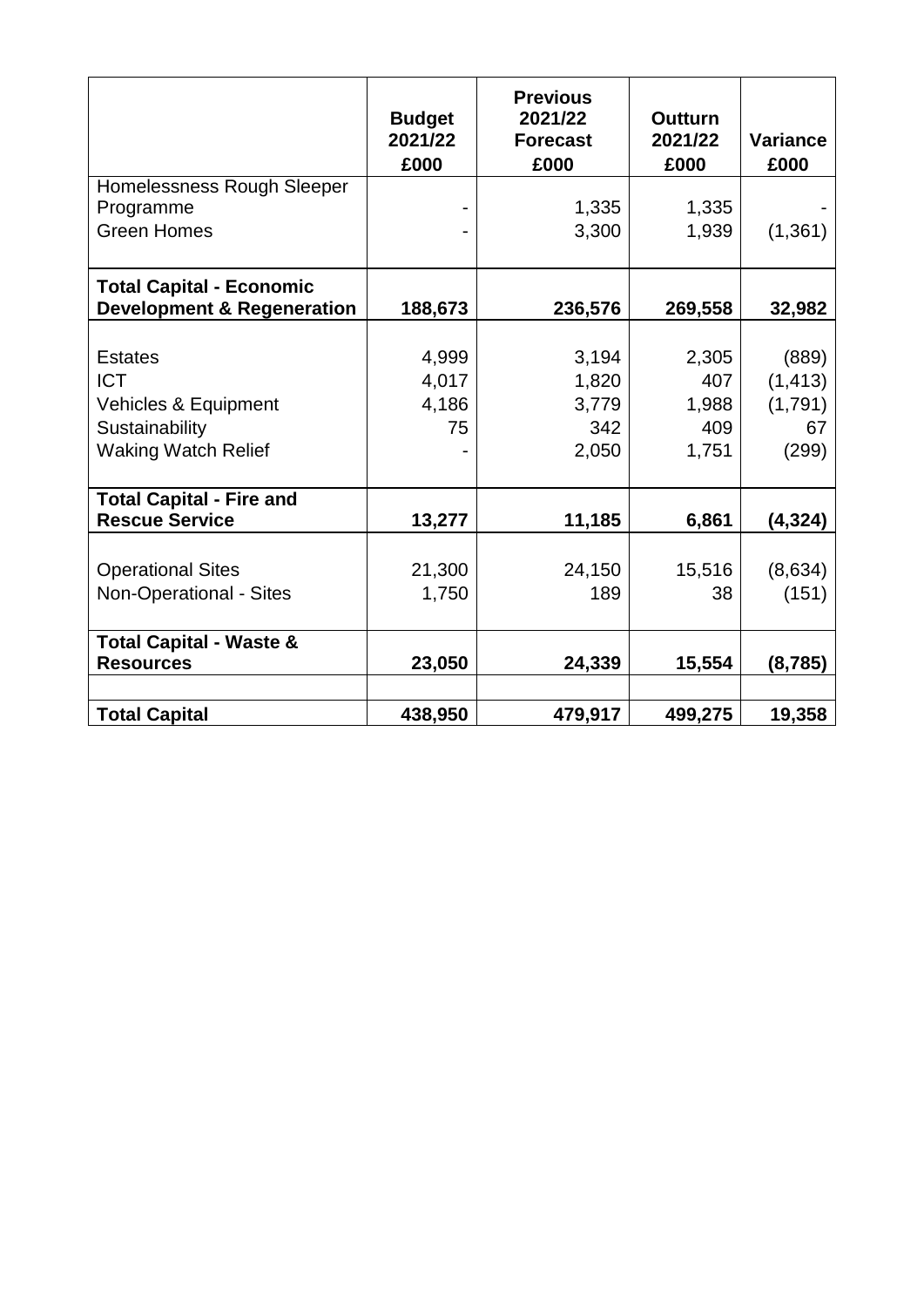| | Budget 2021/22 £000 | Previous 2021/22 Forecast £000 | Outturn 2021/22 £000 | Variance £000 |
|---|---|---|---|---|
| Homelessness Rough Sleeper Programme | - | 1,335 | 1,335 | - |
| Green Homes | - | 3,300 | 1,939 | (1,361) |
| **Total Capital - Economic Development & Regeneration** | **188,673** | **236,576** | **269,558** | **32,982** |
| Estates | 4,999 | 3,194 | 2,305 | (889) |
| ICT | 4,017 | 1,820 | 407 | (1,413) |
| Vehicles & Equipment | 4,186 | 3,779 | 1,988 | (1,791) |
| Sustainability | 75 | 342 | 409 | 67 |
| Waking Watch Relief | - | 2,050 | 1,751 | (299) |
| **Total Capital - Fire and Rescue Service** | **13,277** | **11,185** | **6,861** | **(4,324)** |
| Operational Sites | 21,300 | 24,150 | 15,516 | (8,634) |
| Non-Operational - Sites | 1,750 | 189 | 38 | (151) |
| **Total Capital - Waste & Resources** | **23,050** | **24,339** | **15,554** | **(8,785)** |
| **Total Capital** | **438,950** | **479,917** | **499,275** | **19,358** |